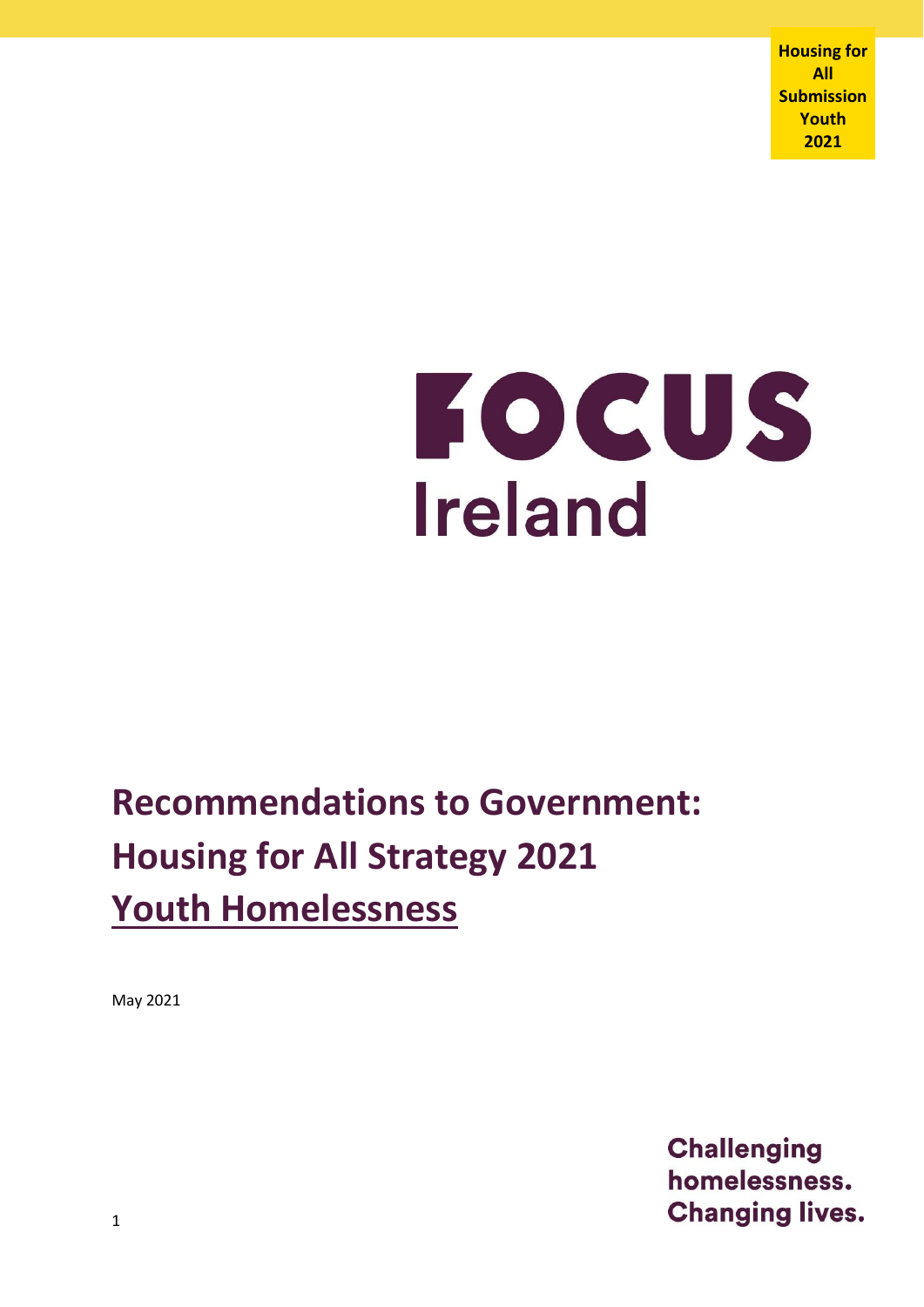Housing for All Submission Youth 2021

FOCUS Ireland

# Recommendations to Government: Housing for All Strategy 2021 Youth Homelessness

May 2021

Challenging homelessness. Changing lives.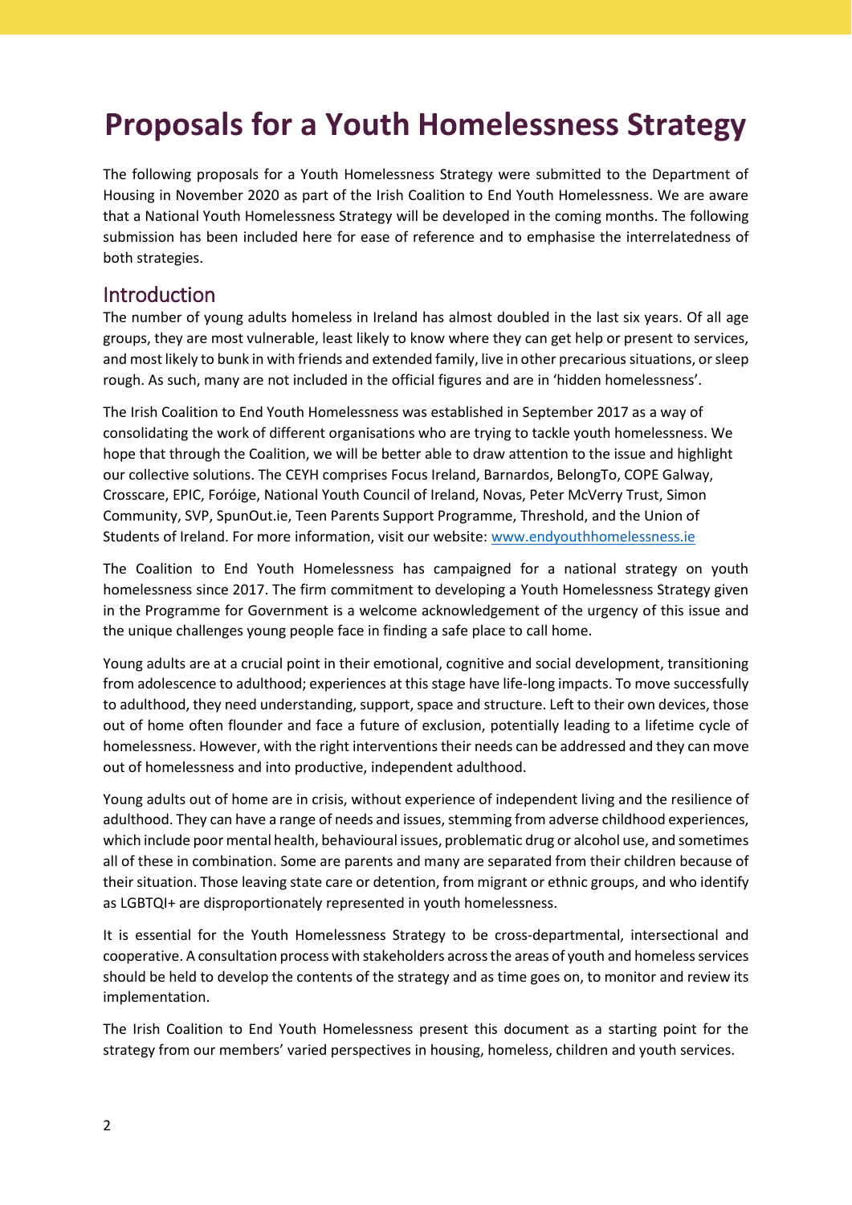# Proposals for a Youth Homelessness Strategy

The following proposals for a Youth Homelessness Strategy were submitted to the Department of Housing in November 2020 as part of the Irish Coalition to End Youth Homelessness. We are aware that a National Youth Homelessness Strategy will be developed in the coming months. The following submission has been included here for ease of reference and to emphasise the interrelatedness of both strategies.

## Introduction

The number of young adults homeless in Ireland has almost doubled in the last six years. Of all age groups, they are most vulnerable, least likely to know where they can get help or present to services, and most likely to bunk in with friends and extended family, live in other precarious situations, or sleep rough. As such, many are not included in the official figures and are in 'hidden homelessness'.

The Irish Coalition to End Youth Homelessness was established in September 2017 as a way of consolidating the work of different organisations who are trying to tackle youth homelessness. We hope that through the Coalition, we will be better able to draw attention to the issue and highlight our collective solutions. The CEYH comprises Focus Ireland, Barnardos, BelongTo, COPE Galway, Crosscare, EPIC, Foróige, National Youth Council of Ireland, Novas, Peter McVerry Trust, Simon Community, SVP, SpunOut.ie, Teen Parents Support Programme, Threshold, and the Union of Students of Ireland. For more information, visit our website: [www.endyouthhomelessness.ie](http://www.endyouthhomelessness.ie)

The Coalition to End Youth Homelessness has campaigned for a national strategy on youth homelessness since 2017. The firm commitment to developing a Youth Homelessness Strategy given in the Programme for Government is a welcome acknowledgement of the urgency of this issue and the unique challenges young people face in finding a safe place to call home.

Young adults are at a crucial point in their emotional, cognitive and social development, transitioning from adolescence to adulthood; experiences at this stage have life-long impacts. To move successfully to adulthood, they need understanding, support, space and structure. Left to their own devices, those out of home often flounder and face a future of exclusion, potentially leading to a lifetime cycle of homelessness. However, with the right interventions their needs can be addressed and they can move out of homelessness and into productive, independent adulthood.

Young adults out of home are in crisis, without experience of independent living and the resilience of adulthood. They can have a range of needs and issues, stemming from adverse childhood experiences, which include poor mental health, behavioural issues, problematic drug or alcohol use, and sometimes all of these in combination. Some are parents and many are separated from their children because of their situation. Those leaving state care or detention, from migrant or ethnic groups, and who identify as LGBTQI+ are disproportionately represented in youth homelessness.

It is essential for the Youth Homelessness Strategy to be cross-departmental, intersectional and cooperative. A consultation process with stakeholders across the areas of youth and homeless services should be held to develop the contents of the strategy and as time goes on, to monitor and review its implementation.

The Irish Coalition to End Youth Homelessness present this document as a starting point for the strategy from our members' varied perspectives in housing, homeless, children and youth services.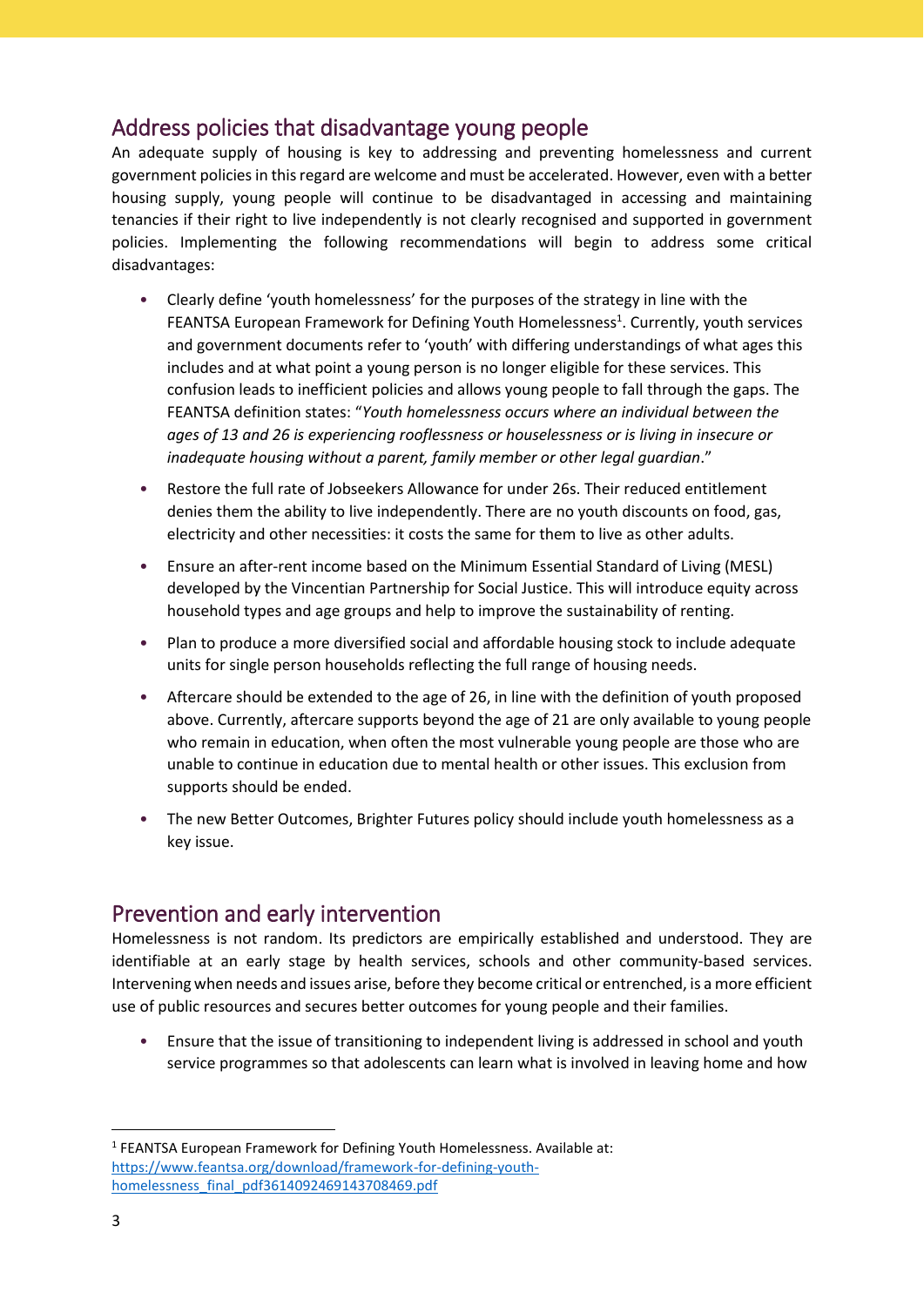## Address policies that disadvantage young people

An adequate supply of housing is key to addressing and preventing homelessness and current government policies in this regard are welcome and must be accelerated. However, even with a better housing supply, young people will continue to be disadvantaged in accessing and maintaining tenancies if their right to live independently is not clearly recognised and supported in government policies. Implementing the following recommendations will begin to address some critical disadvantages:

- Clearly define 'youth homelessness' for the purposes of the strategy in line with the FEANTSA European Framework for Defining Youth Homelessness[1]. Currently, youth services and government documents refer to 'youth' with differing understandings of what ages this includes and at what point a young person is no longer eligible for these services. This confusion leads to inefficient policies and allows young people to fall through the gaps. The FEANTSA definition states: "*Youth homelessness occurs where an individual between the ages of 13 and 26 is experiencing rooflessness or houselessness or is living in insecure or inadequate housing without a parent, family member or other legal guardian*."
- Restore the full rate of Jobseekers Allowance for under 26s. Their reduced entitlement denies them the ability to live independently. There are no youth discounts on food, gas, electricity and other necessities: it costs the same for them to live as other adults.
- Ensure an after-rent income based on the Minimum Essential Standard of Living (MESL) developed by the Vincentian Partnership for Social Justice. This will introduce equity across household types and age groups and help to improve the sustainability of renting.
- Plan to produce a more diversified social and affordable housing stock to include adequate units for single person households reflecting the full range of housing needs.
- Aftercare should be extended to the age of 26, in line with the definition of youth proposed above. Currently, aftercare supports beyond the age of 21 are only available to young people who remain in education, when often the most vulnerable young people are those who are unable to continue in education due to mental health or other issues. This exclusion from supports should be ended.
- The new Better Outcomes, Brighter Futures policy should include youth homelessness as a key issue.

## Prevention and early intervention

Homelessness is not random. Its predictors are empirically established and understood. They are identifiable at an early stage by health services, schools and other community-based services. Intervening when needs and issues arise, before they become critical or entrenched, is a more efficient use of public resources and secures better outcomes for young people and their families.

- Ensure that the issue of transitioning to independent living is addressed in school and youth service programmes so that adolescents can learn what is involved in leaving home and how

---

[1] FEANTSA European Framework for Defining Youth Homelessness. Available at: https://www.feantsa.org/download/framework-for-defining-youth-homelessness_final_pdf3614092469143708469.pdf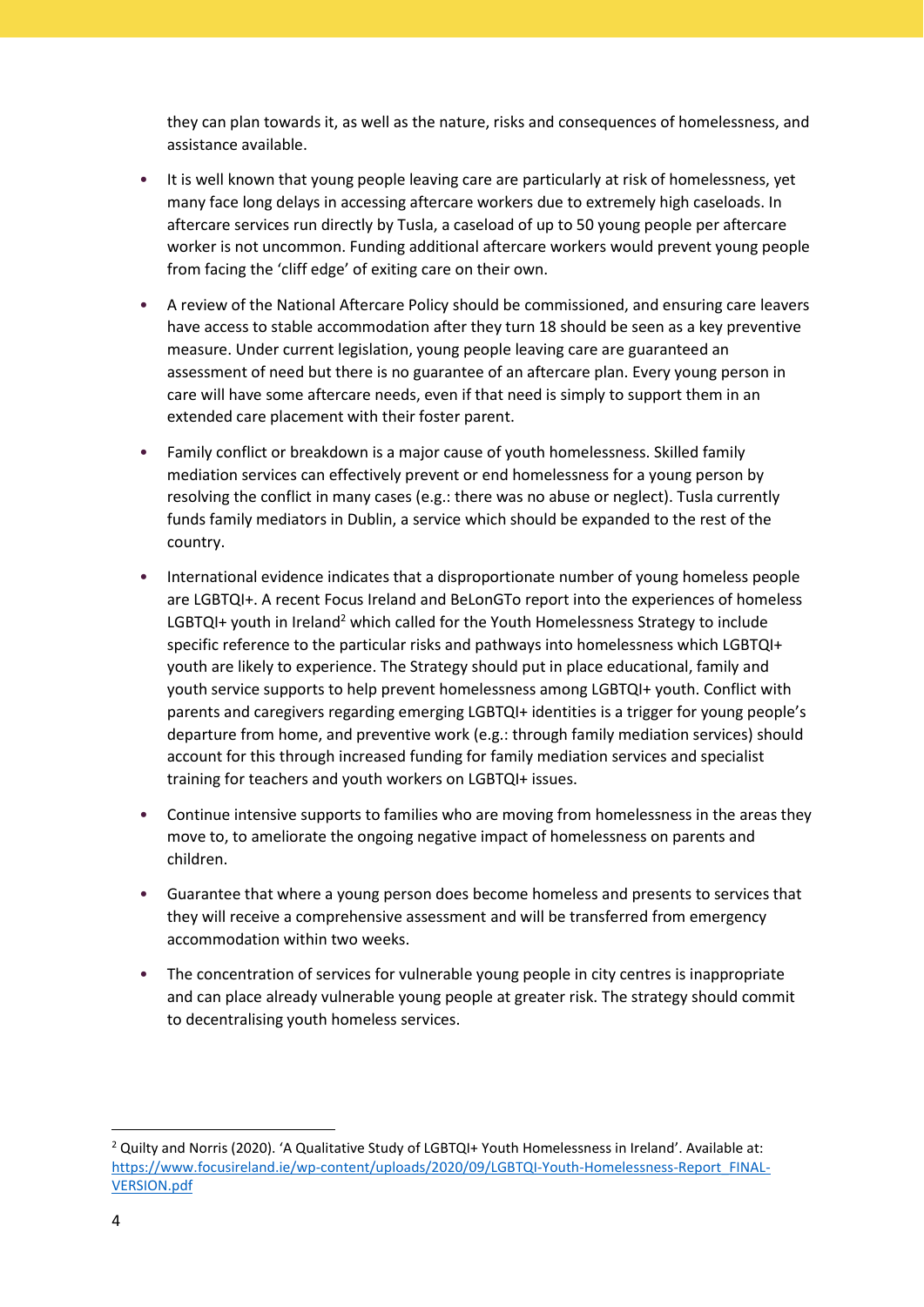they can plan towards it, as well as the nature, risks and consequences of homelessness, and assistance available.

- It is well known that young people leaving care are particularly at risk of homelessness, yet many face long delays in accessing aftercare workers due to extremely high caseloads. In aftercare services run directly by Tusla, a caseload of up to 50 young people per aftercare worker is not uncommon. Funding additional aftercare workers would prevent young people from facing the 'cliff edge' of exiting care on their own.
- A review of the National Aftercare Policy should be commissioned, and ensuring care leavers have access to stable accommodation after they turn 18 should be seen as a key preventive measure. Under current legislation, young people leaving care are guaranteed an assessment of need but there is no guarantee of an aftercare plan. Every young person in care will have some aftercare needs, even if that need is simply to support them in an extended care placement with their foster parent.
- Family conflict or breakdown is a major cause of youth homelessness. Skilled family mediation services can effectively prevent or end homelessness for a young person by resolving the conflict in many cases (e.g.: there was no abuse or neglect). Tusla currently funds family mediators in Dublin, a service which should be expanded to the rest of the country.
- International evidence indicates that a disproportionate number of young homeless people are LGBTQI+. A recent Focus Ireland and BeLonGTo report into the experiences of homeless LGBTQI+ youth in Ireland[2] which called for the Youth Homelessness Strategy to include specific reference to the particular risks and pathways into homelessness which LGBTQI+ youth are likely to experience. The Strategy should put in place educational, family and youth service supports to help prevent homelessness among LGBTQI+ youth. Conflict with parents and caregivers regarding emerging LGBTQI+ identities is a trigger for young people's departure from home, and preventive work (e.g.: through family mediation services) should account for this through increased funding for family mediation services and specialist training for teachers and youth workers on LGBTQI+ issues.
- Continue intensive supports to families who are moving from homelessness in the areas they move to, to ameliorate the ongoing negative impact of homelessness on parents and children.
- Guarantee that where a young person does become homeless and presents to services that they will receive a comprehensive assessment and will be transferred from emergency accommodation within two weeks.
- The concentration of services for vulnerable young people in city centres is inappropriate and can place already vulnerable young people at greater risk. The strategy should commit to decentralising youth homeless services.

---

[2] Quilty and Norris (2020). 'A Qualitative Study of LGBTQI+ Youth Homelessness in Ireland'. Available at: https://www.focusireland.ie/wp-content/uploads/2020/09/LGBTQI-Youth-Homelessness-Report_FINAL-VERSION.pdf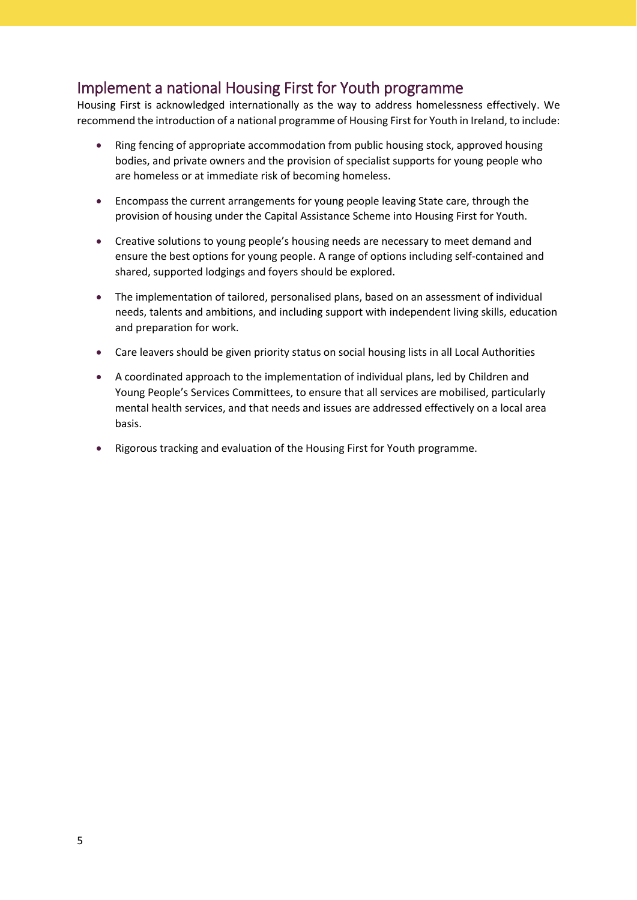## Implement a national Housing First for Youth programme

Housing First is acknowledged internationally as the way to address homelessness effectively. We recommend the introduction of a national programme of Housing First for Youth in Ireland, to include:

- Ring fencing of appropriate accommodation from public housing stock, approved housing bodies, and private owners and the provision of specialist supports for young people who are homeless or at immediate risk of becoming homeless.
- Encompass the current arrangements for young people leaving State care, through the provision of housing under the Capital Assistance Scheme into Housing First for Youth.
- Creative solutions to young people's housing needs are necessary to meet demand and ensure the best options for young people. A range of options including self-contained and shared, supported lodgings and foyers should be explored.
- The implementation of tailored, personalised plans, based on an assessment of individual needs, talents and ambitions, and including support with independent living skills, education and preparation for work.
- Care leavers should be given priority status on social housing lists in all Local Authorities
- A coordinated approach to the implementation of individual plans, led by Children and Young People's Services Committees, to ensure that all services are mobilised, particularly mental health services, and that needs and issues are addressed effectively on a local area basis.
- Rigorous tracking and evaluation of the Housing First for Youth programme.